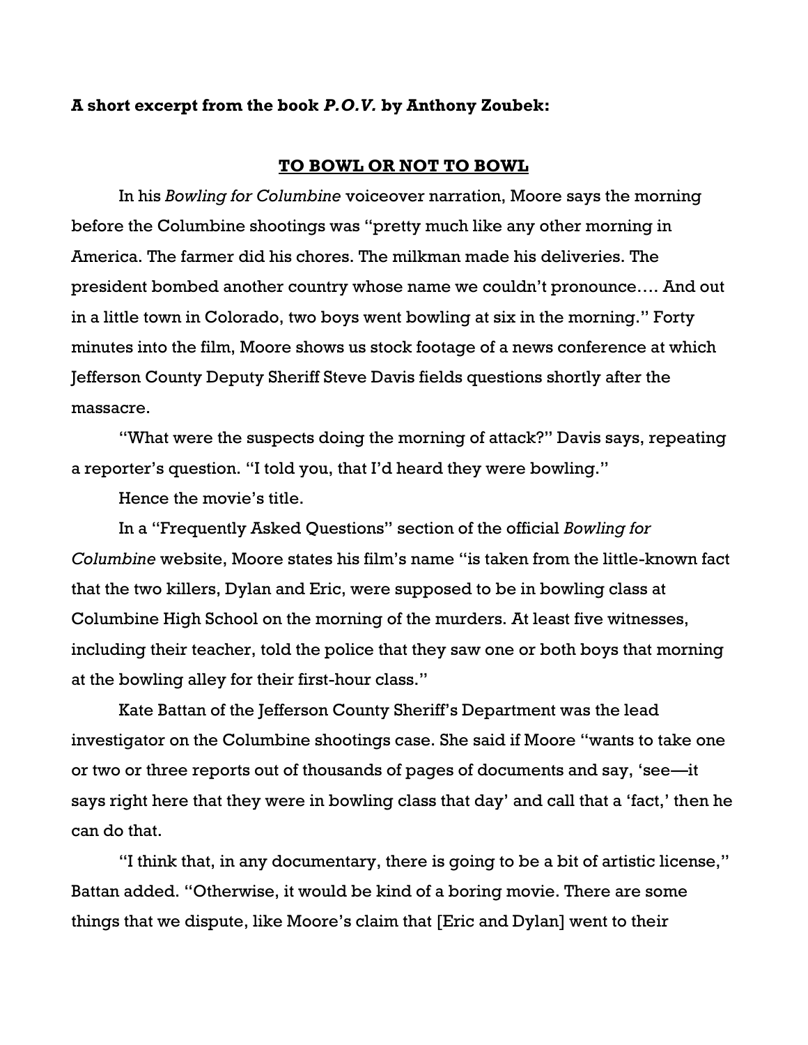**A short excerpt from the book *P.O.V.* by Anthony Zoubek:**

## TO BOWL OR NOT TO BOWL

In his *Bowling for Columbine* voiceover narration, Moore says the morning before the Columbine shootings was "pretty much like any other morning in America. The farmer did his chores. The milkman made his deliveries. The president bombed another country whose name we couldn't pronounce…. And out in a little town in Colorado, two boys went bowling at six in the morning." Forty minutes into the film, Moore shows us stock footage of a news conference at which Jefferson County Deputy Sheriff Steve Davis fields questions shortly after the massacre.

"What were the suspects doing the morning of attack?" Davis says, repeating a reporter's question. "I told you, that I'd heard they were bowling."

Hence the movie's title.

In a "Frequently Asked Questions" section of the official *Bowling for Columbine* website, Moore states his film's name "is taken from the little-known fact that the two killers, Dylan and Eric, were supposed to be in bowling class at Columbine High School on the morning of the murders. At least five witnesses, including their teacher, told the police that they saw one or both boys that morning at the bowling alley for their first-hour class."

Kate Battan of the Jefferson County Sheriff's Department was the lead investigator on the Columbine shootings case. She said if Moore "wants to take one or two or three reports out of thousands of pages of documents and say, 'see—it says right here that they were in bowling class that day' and call that a 'fact,' then he can do that.

"I think that, in any documentary, there is going to be a bit of artistic license," Battan added. "Otherwise, it would be kind of a boring movie. There are some things that we dispute, like Moore's claim that [Eric and Dylan] went to their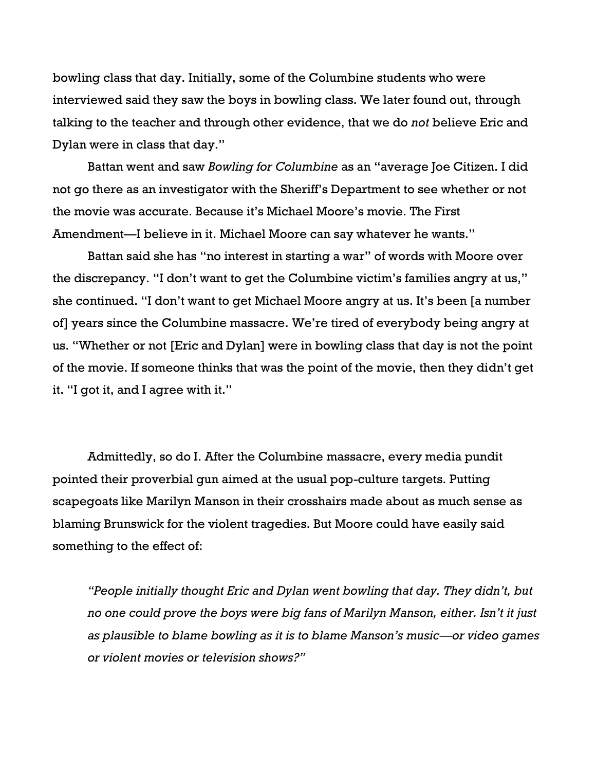bowling class that day. Initially, some of the Columbine students who were interviewed said they saw the boys in bowling class. We later found out, through talking to the teacher and through other evidence, that we do *not* believe Eric and Dylan were in class that day."

Battan went and saw *Bowling for Columbine* as an "average Joe Citizen. I did not go there as an investigator with the Sheriff's Department to see whether or not the movie was accurate. Because it's Michael Moore's movie. The First Amendment—I believe in it. Michael Moore can say whatever he wants."

Battan said she has "no interest in starting a war" of words with Moore over the discrepancy. "I don't want to get the Columbine victim's families angry at us," she continued. "I don't want to get Michael Moore angry at us. It's been [a number of] years since the Columbine massacre. We're tired of everybody being angry at us. "Whether or not [Eric and Dylan] were in bowling class that day is not the point of the movie. If someone thinks that was the point of the movie, then they didn't get it. "I got it, and I agree with it."

Admittedly, so do I. After the Columbine massacre, every media pundit pointed their proverbial gun aimed at the usual pop-culture targets. Putting scapegoats like Marilyn Manson in their crosshairs made about as much sense as blaming Brunswick for the violent tragedies. But Moore could have easily said something to the effect of:

> *"People initially thought Eric and Dylan went bowling that day. They didn't, but no one could prove the boys were big fans of Marilyn Manson, either. Isn't it just as plausible to blame bowling as it is to blame Manson's music—or video games or violent movies or television shows?"*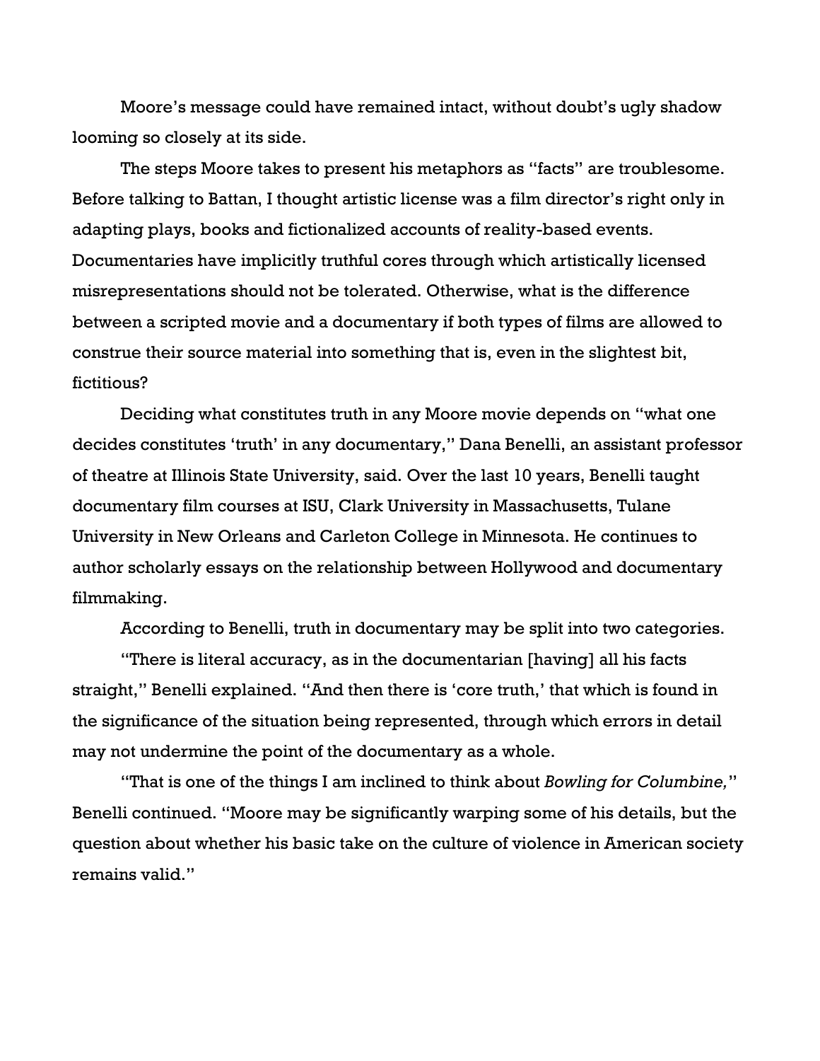Moore's message could have remained intact, without doubt's ugly shadow looming so closely at its side.

The steps Moore takes to present his metaphors as "facts" are troublesome. Before talking to Battan, I thought artistic license was a film director's right only in adapting plays, books and fictionalized accounts of reality-based events. Documentaries have implicitly truthful cores through which artistically licensed misrepresentations should not be tolerated. Otherwise, what is the difference between a scripted movie and a documentary if both types of films are allowed to construe their source material into something that is, even in the slightest bit, fictitious?

Deciding what constitutes truth in any Moore movie depends on "what one decides constitutes 'truth' in any documentary," Dana Benelli, an assistant professor of theatre at Illinois State University, said. Over the last 10 years, Benelli taught documentary film courses at ISU, Clark University in Massachusetts, Tulane University in New Orleans and Carleton College in Minnesota. He continues to author scholarly essays on the relationship between Hollywood and documentary filmmaking.

According to Benelli, truth in documentary may be split into two categories.

"There is literal accuracy, as in the documentarian [having] all his facts straight," Benelli explained. "And then there is 'core truth,' that which is found in the significance of the situation being represented, through which errors in detail may not undermine the point of the documentary as a whole.

"That is one of the things I am inclined to think about *Bowling for Columbine,*" Benelli continued. "Moore may be significantly warping some of his details, but the question about whether his basic take on the culture of violence in American society remains valid."